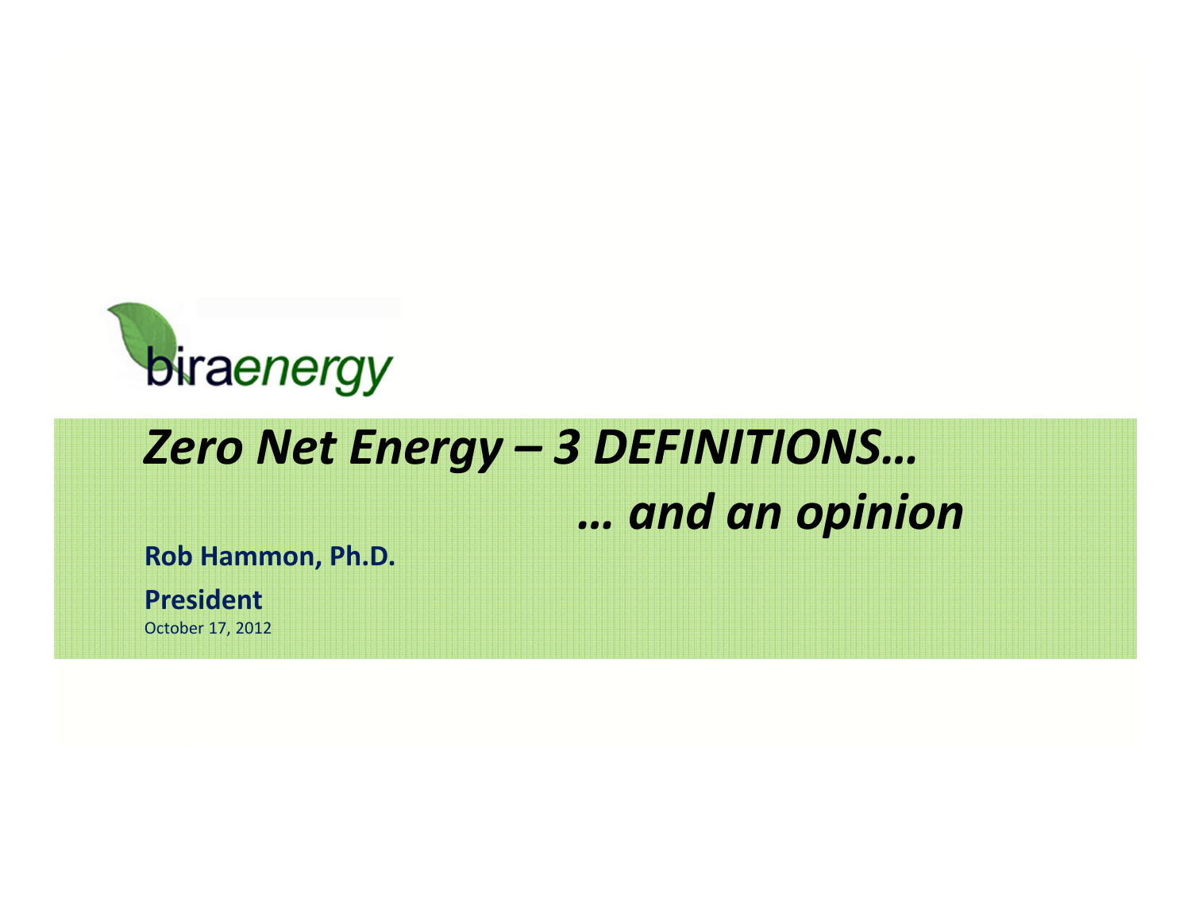biraenergy

# *Zero Net Energy – 3 DEFINITIONS…*

# *… and an opinion*

**Rob Hammon, Ph.D.**

**President**

October 17, 2012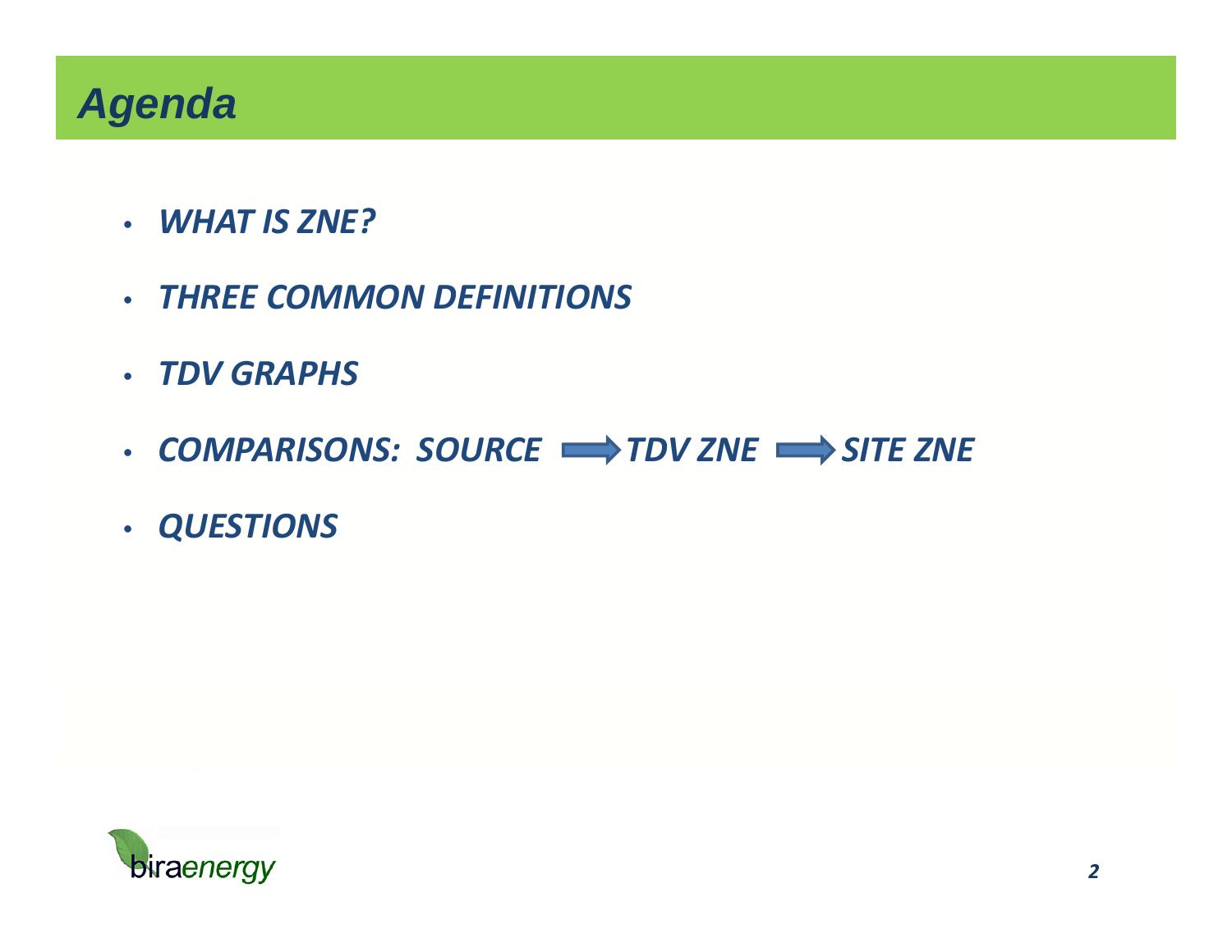# *Agenda*

- ***WHAT IS ZNE?***
- ***THREE COMMON DEFINITIONS***
- ***TDV GRAPHS***
- ***COMPARISONS: SOURCE → TDV ZNE → SITE ZNE***
- ***QUESTIONS***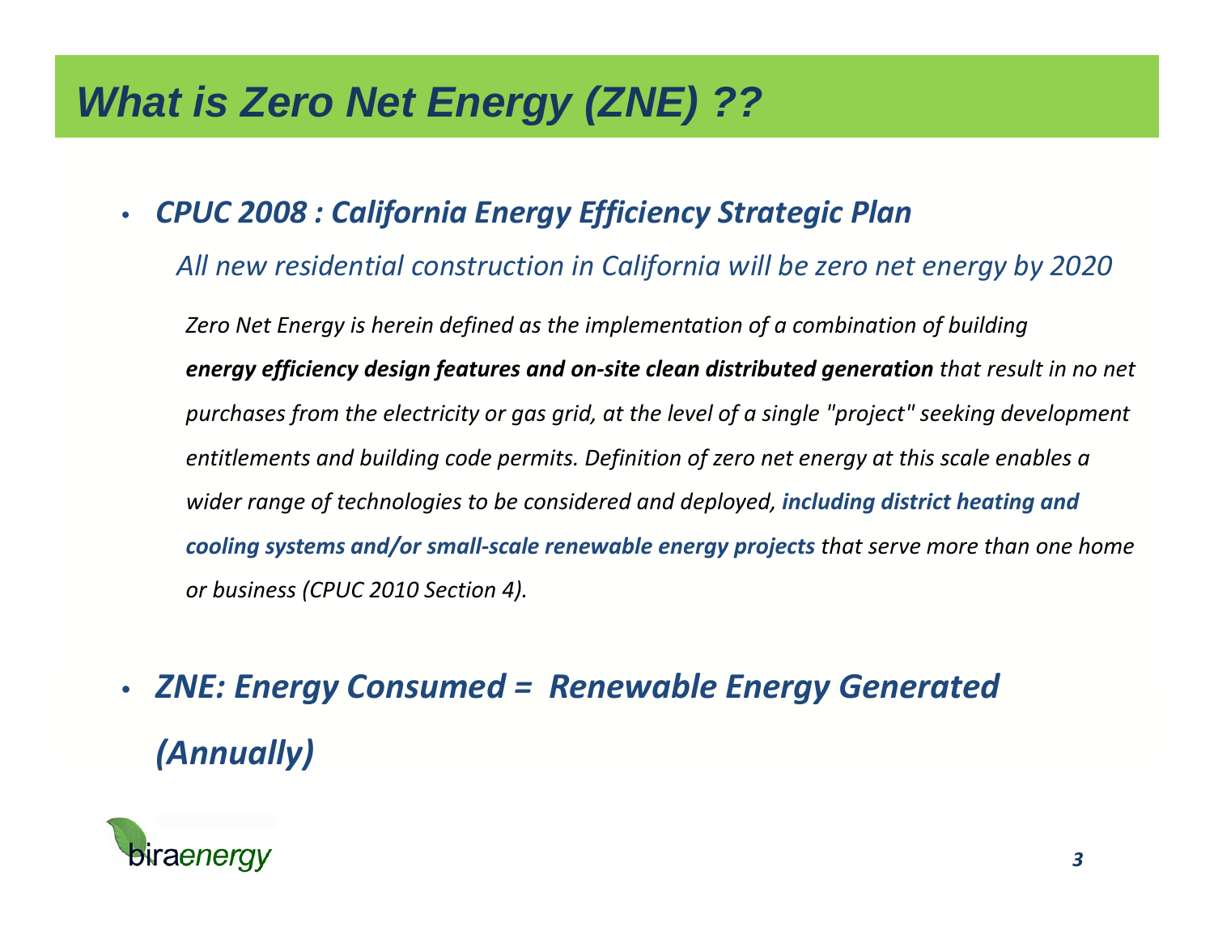# What is Zero Net Energy (ZNE) ??

- ***CPUC 2008 : California Energy Efficiency Strategic Plan***

  *All new residential construction in California will be zero net energy by 2020*

  *Zero Net Energy is herein defined as the implementation of a combination of building **energy efficiency design features and on-site clean distributed generation** that result in no net purchases from the electricity or gas grid, at the level of a single "project" seeking development entitlements and building code permits. Definition of zero net energy at this scale enables a wider range of technologies to be considered and deployed, **including district heating and cooling systems and/or small-scale renewable energy projects** that serve more than one home or business (CPUC 2010 Section 4).*

- ***ZNE: Energy Consumed = Renewable Energy Generated (Annually)***

biraenergy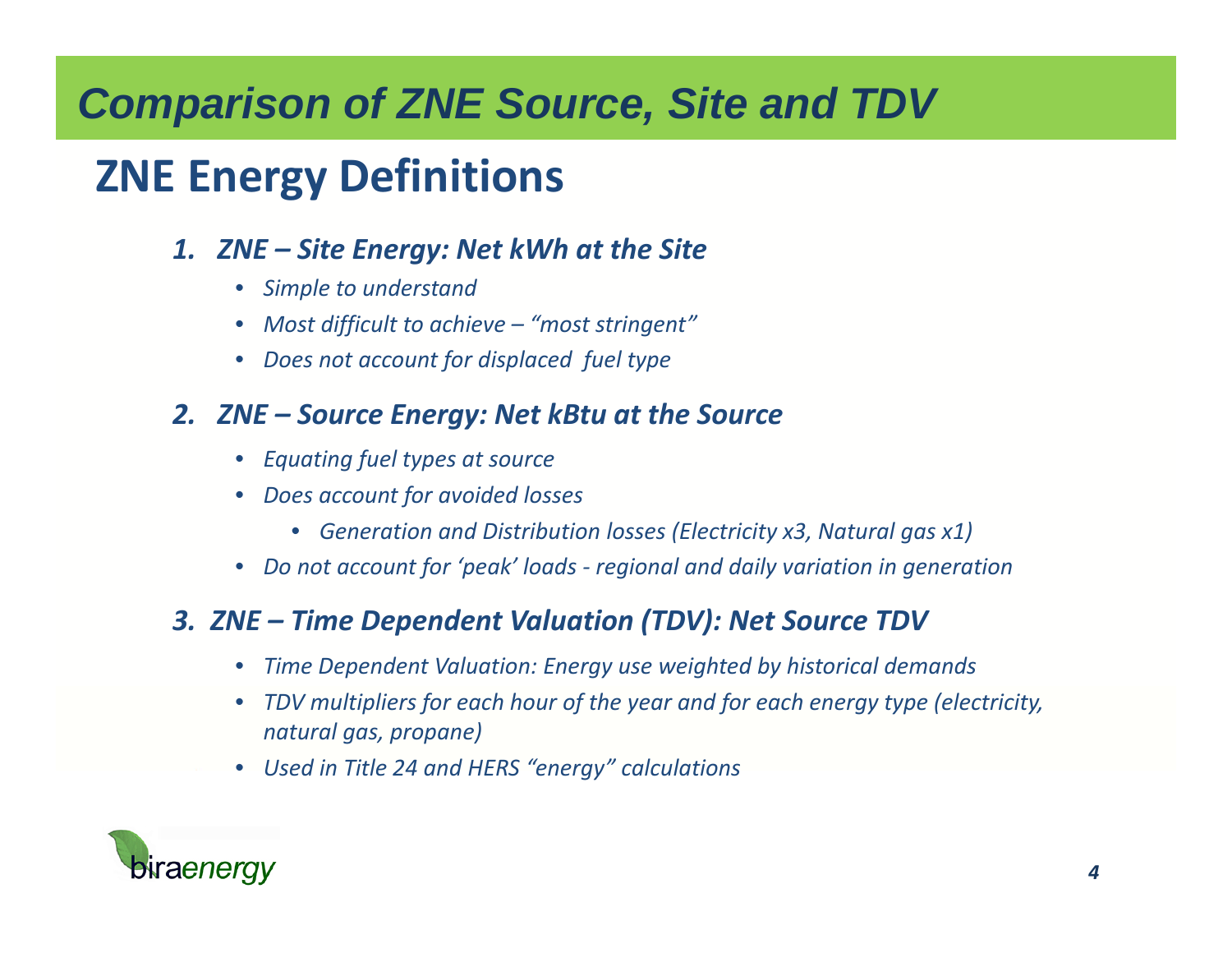# *Comparison of ZNE Source, Site and TDV*

## ZNE Energy Definitions

1. ***ZNE – Site Energy: Net kWh at the Site***
   - *Simple to understand*
   - *Most difficult to achieve – "most stringent"*
   - *Does not account for displaced fuel type*

2. ***ZNE – Source Energy: Net kBtu at the Source***
   - *Equating fuel types at source*
   - *Does account for avoided losses*
     - *Generation and Distribution losses (Electricity x3, Natural gas x1)*
   - *Do not account for 'peak' loads - regional and daily variation in generation*

3. ***ZNE – Time Dependent Valuation (TDV): Net Source TDV***
   - *Time Dependent Valuation: Energy use weighted by historical demands*
   - *TDV multipliers for each hour of the year and for each energy type (electricity, natural gas, propane)*
   - *Used in Title 24 and HERS "energy" calculations*

biraenergy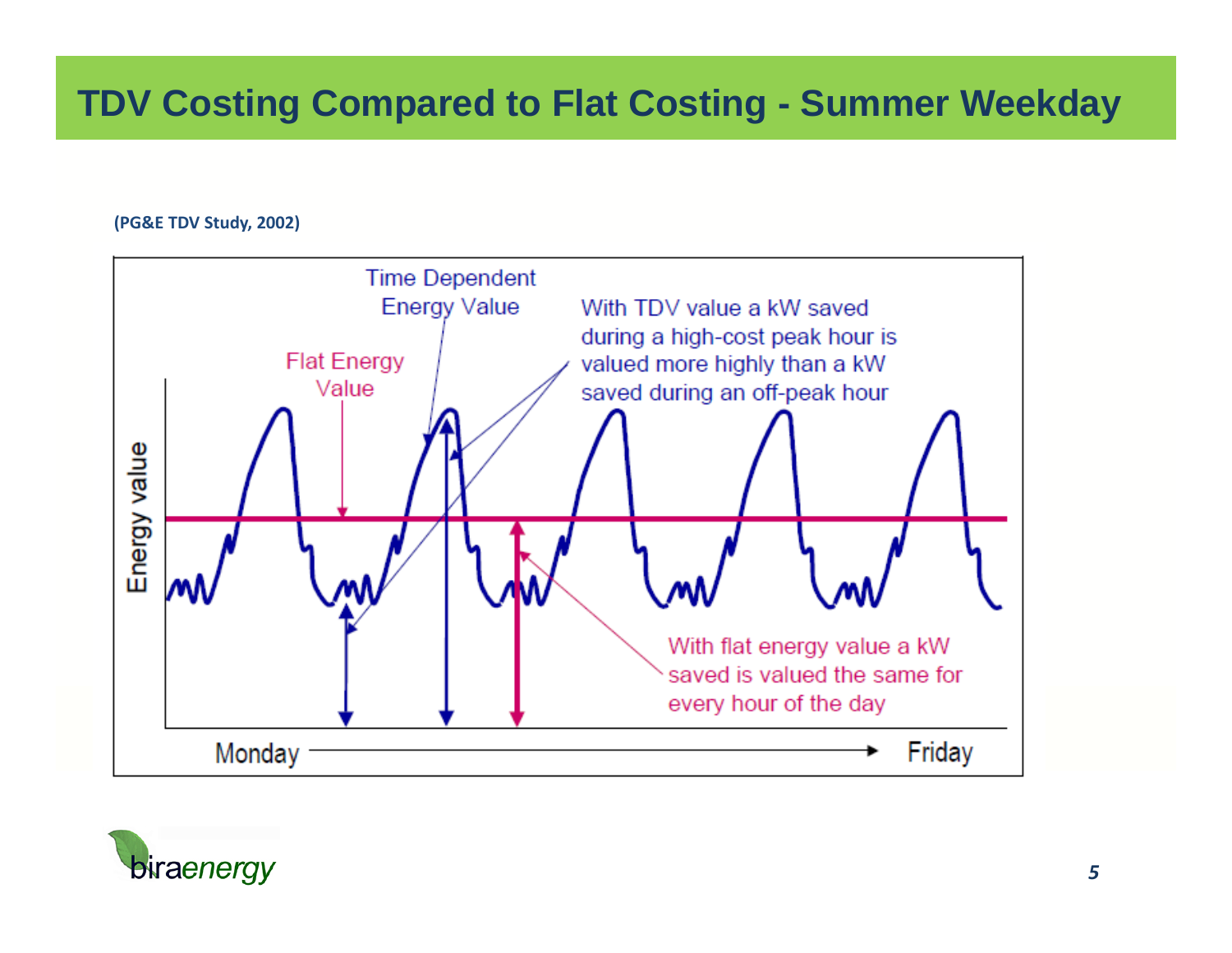# TDV Costing Compared to Flat Costing - Summer Weekday

**(PG&E TDV Study, 2002)**

Time Dependent Energy Value

Flat Energy Value

With TDV value a kW saved during a high-cost peak hour is valued more highly than a kW saved during an off-peak hour

With flat energy value a kW saved is valued the same for every hour of the day

Energy value

Monday → Friday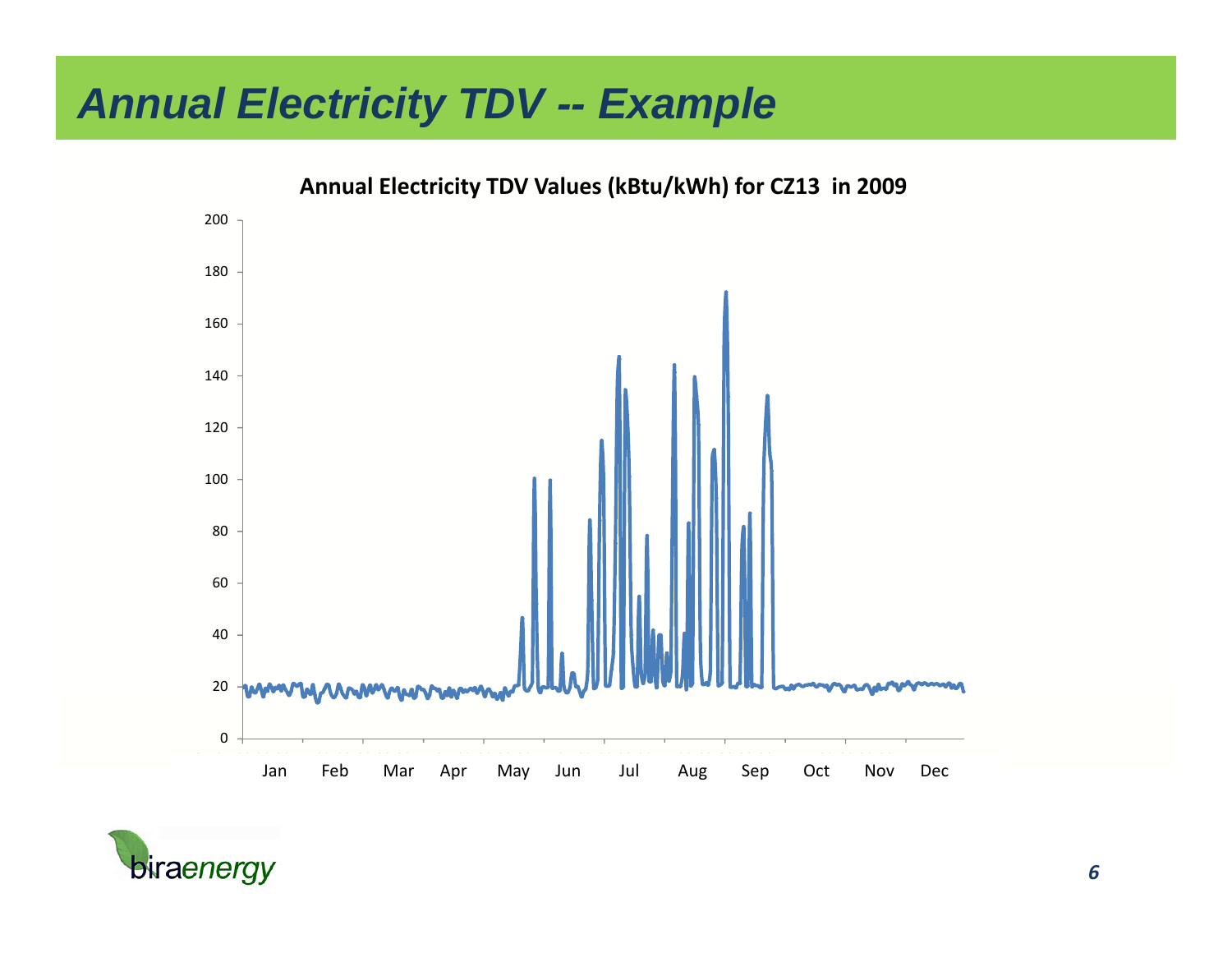# Annual Electricity TDV -- Example

**Annual Electricity TDV Values (kBtu/kWh) for CZ13 in 2009**

Jan Feb Mar Apr May Jun Jul Aug Sep Oct Nov Dec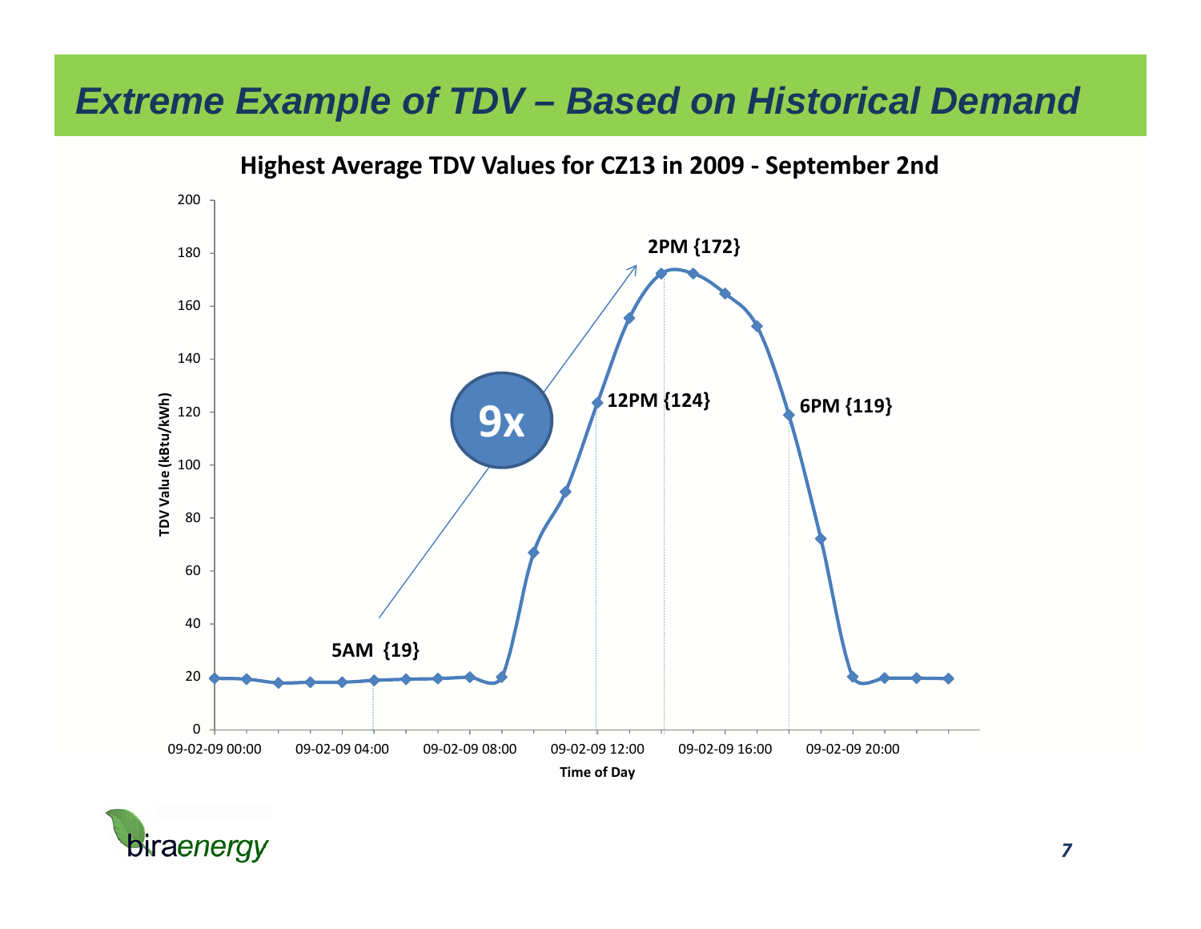# Extreme Example of TDV – Based on Historical Demand

**Highest Average TDV Values for CZ13 in 2009 - September 2nd**

TDV Value (kBtu/kWh)

2PM {172}

12PM {124}

6PM {119}

5AM {19}

9x

Time of Day

09-02-09 00:00 | 09-02-09 04:00 | 09-02-09 08:00 | 09-02-09 12:00 | 09-02-09 16:00 | 09-02-09 20:00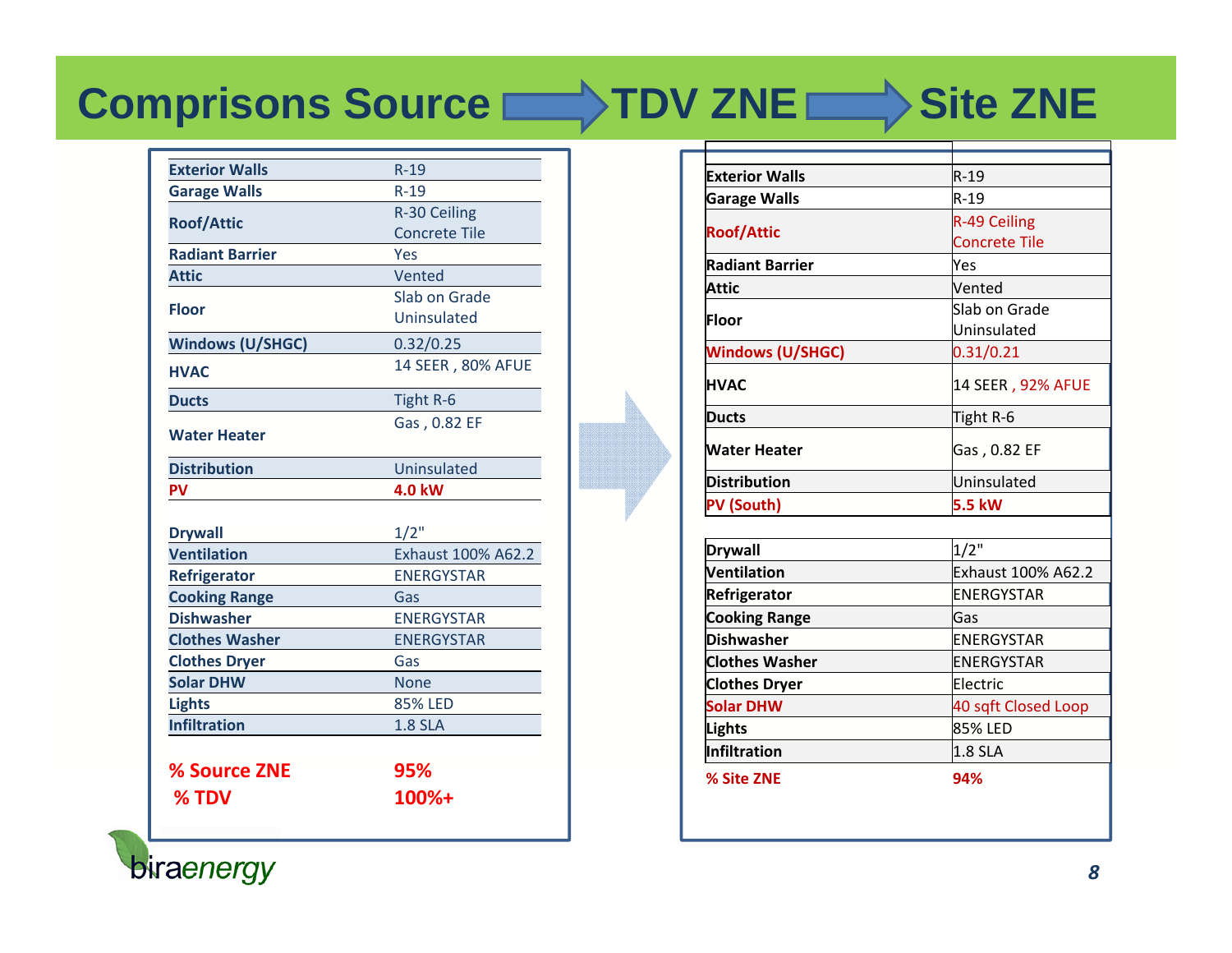# Comprisons Source → TDV ZNE → Site ZNE

| Exterior Walls | R-19 |
|---|---|
| Garage Walls | R-19 |
| Roof/Attic | R-30 Ceiling Concrete Tile |
| Radiant Barrier | Yes |
| Attic | Vented |
| Floor | Slab on Grade Uninsulated |
| Windows (U/SHGC) | 0.32/0.25 |
| HVAC | 14 SEER , 80% AFUE |
| Ducts | Tight R-6 |
| Water Heater | Gas , 0.82 EF |
| Distribution | Uninsulated |
| **PV** | **4.0 kW** |
| Drywall | 1/2" |
| Ventilation | Exhaust 100% A62.2 |
| Refrigerator | ENERGYSTAR |
| Cooking Range | Gas |
| Dishwasher | ENERGYSTAR |
| Clothes Washer | ENERGYSTAR |
| Clothes Dryer | Gas |
| Solar DHW | None |
| Lights | 85% LED |
| Infiltration | 1.8 SLA |

**% Source ZNE** **95%**

**% TDV** **100%+**

| Exterior Walls | R-19 |
|---|---|
| Garage Walls | R-19 |
| Roof/Attic | R-49 Ceiling Concrete Tile |
| Radiant Barrier | Yes |
| Attic | Vented |
| Floor | Slab on Grade Uninsulated |
| Windows (U/SHGC) | 0.31/0.21 |
| HVAC | 14 SEER , 92% AFUE |
| Ducts | Tight R-6 |
| Water Heater | Gas , 0.82 EF |
| Distribution | Uninsulated |
| **PV (South)** | **5.5 kW** |
| Drywall | 1/2" |
| Ventilation | Exhaust 100% A62.2 |
| Refrigerator | ENERGYSTAR |
| Cooking Range | Gas |
| Dishwasher | ENERGYSTAR |
| Clothes Washer | ENERGYSTAR |
| Clothes Dryer | Electric |
| Solar DHW | 40 sqft Closed Loop |
| Lights | 85% LED |
| Infiltration | 1.8 SLA |

**% Site ZNE** **94%**

biraenergy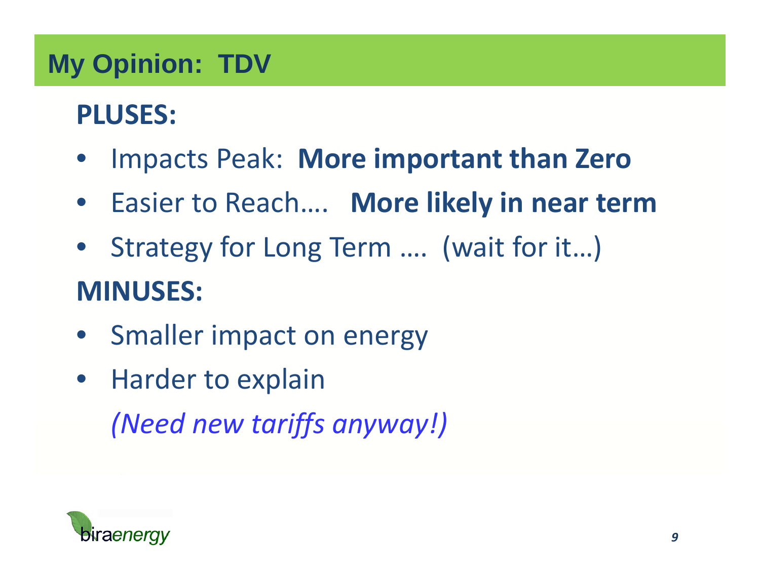# My Opinion: TDV

## PLUSES:

- Impacts Peak: **More important than Zero**
- Easier to Reach…. **More likely in near term**
- Strategy for Long Term …. (wait for it…)

## MINUSES:

- Smaller impact on energy
- Harder to explain

  *(Need new tariffs anyway!)*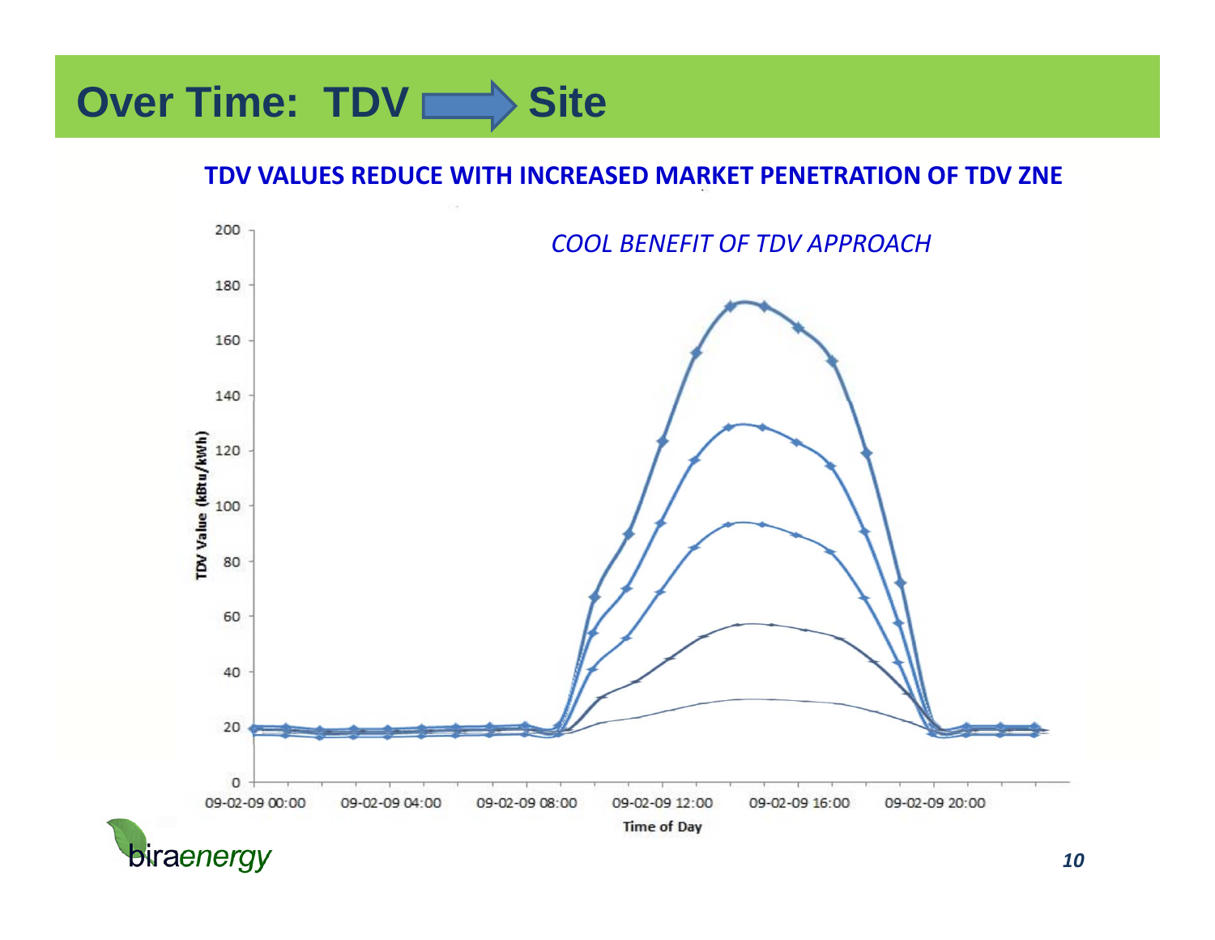# Over Time: TDV ➡ Site

**TDV VALUES REDUCE WITH INCREASED MARKET PENETRATION OF TDV ZNE**

*COOL BENEFIT OF TDV APPROACH*

TDV Value (kBtu/kWh)

Time of Day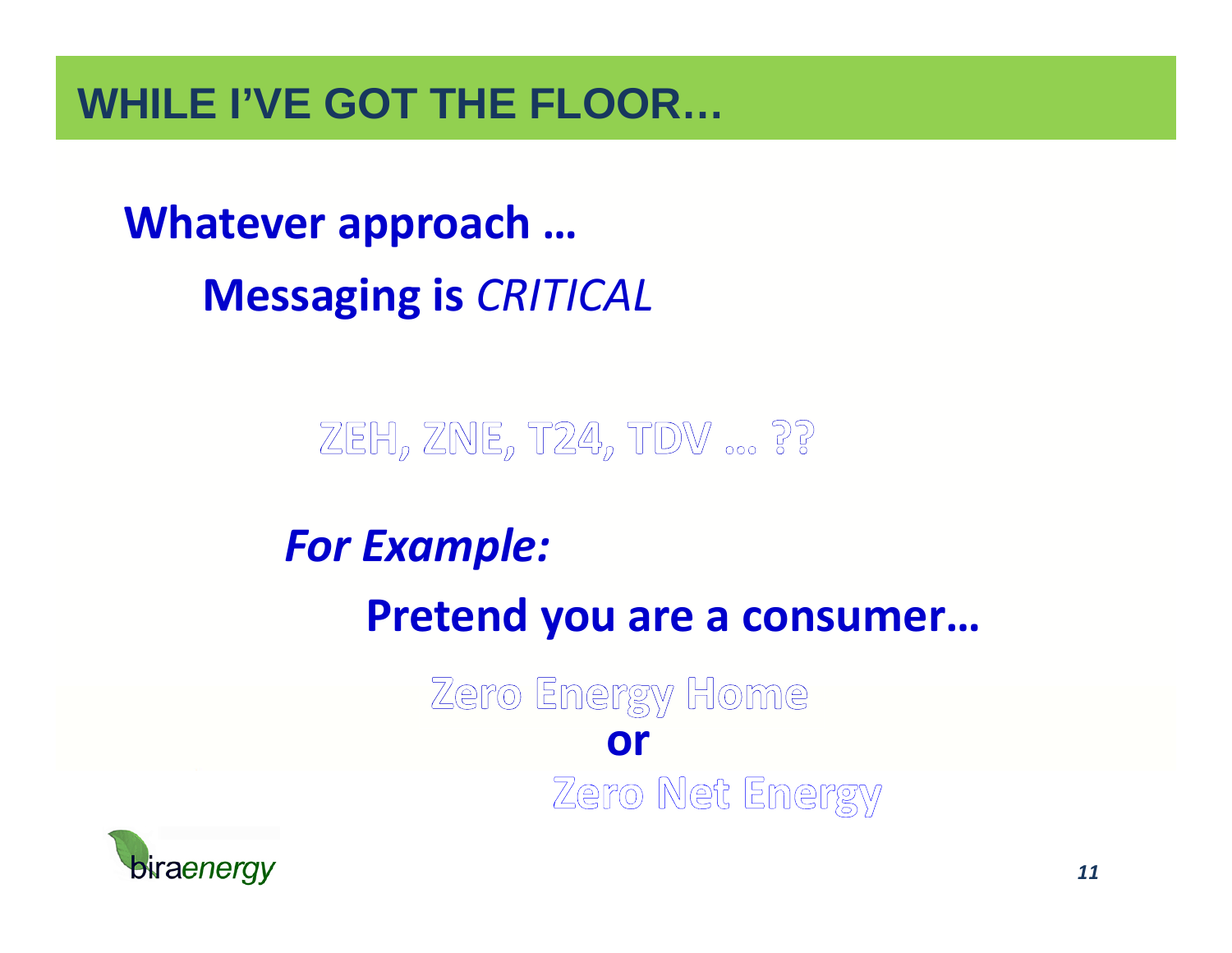# WHILE I'VE GOT THE FLOOR…

**Whatever approach …**

**Messaging is *CRITICAL***

ZEH, ZNE, T24, TDV … ??

***For Example:***

**Pretend you are a consumer…**

Zero Energy Home

**or**

Zero Net Energy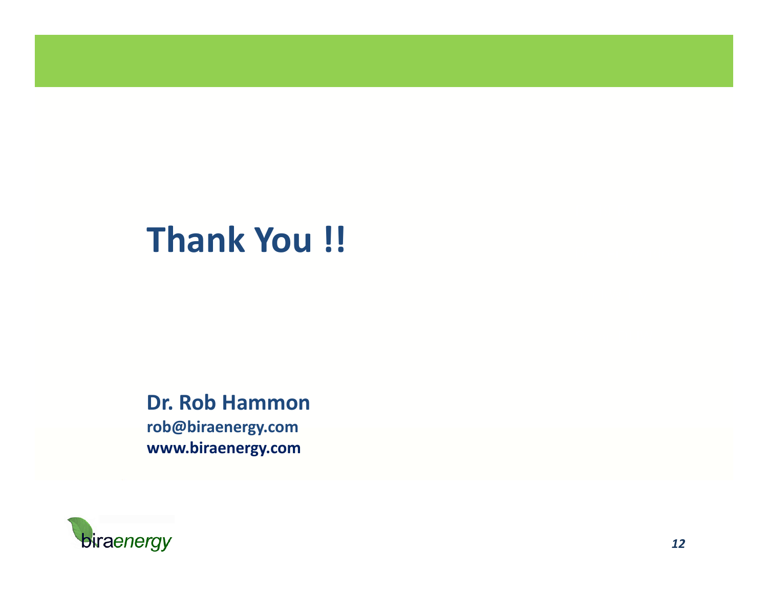# Thank You !!

**Dr. Rob Hammon**

**rob@biraenergy.com**

**www.biraenergy.com**

biraenergy